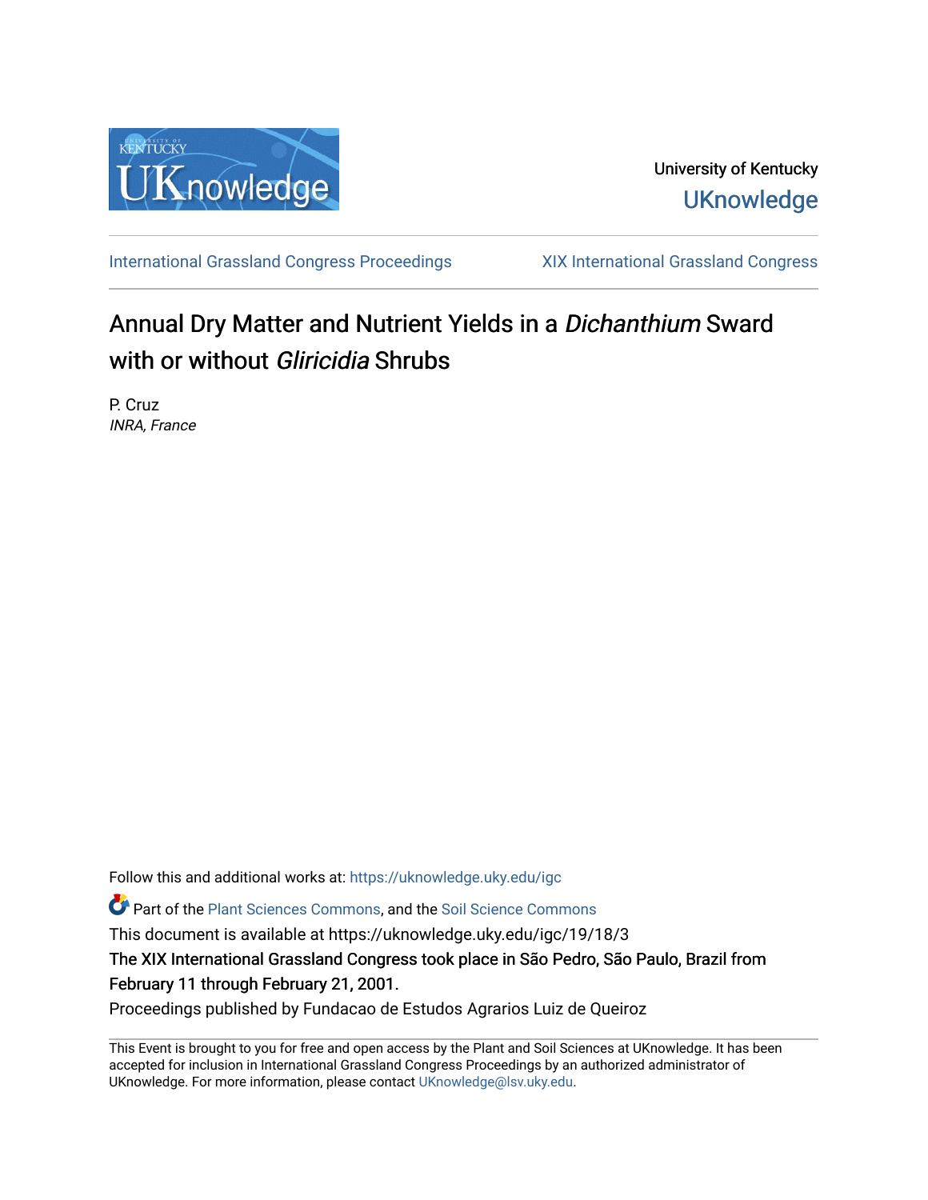University of Kentucky

UKnowledge

International Grassland Congress Proceedings

XIX International Grassland Congress

# Annual Dry Matter and Nutrient Yields in a *Dichanthium* Sward with or without *Gliricidia* Shrubs

P. Cruz
*INRA, France*

Follow this and additional works at: https://uknowledge.uky.edu/igc

Part of the Plant Sciences Commons, and the Soil Science Commons

This document is available at https://uknowledge.uky.edu/igc/19/18/3

The XIX International Grassland Congress took place in São Pedro, São Paulo, Brazil from February 11 through February 21, 2001.

Proceedings published by Fundacao de Estudos Agrarios Luiz de Queiroz

This Event is brought to you for free and open access by the Plant and Soil Sciences at UKnowledge. It has been accepted for inclusion in International Grassland Congress Proceedings by an authorized administrator of UKnowledge. For more information, please contact UKnowledge@lsv.uky.edu.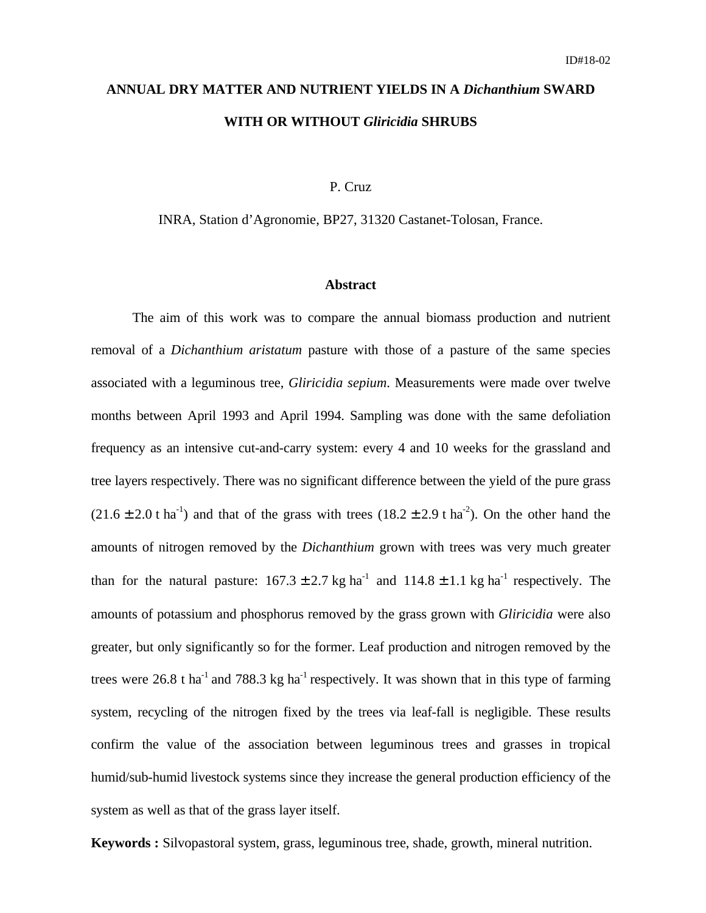ID#18-02

# ANNUAL DRY MATTER AND NUTRIENT YIELDS IN A *Dichanthium* SWARD WITH OR WITHOUT *Gliricidia* SHRUBS

P. Cruz

INRA, Station d'Agronomie, BP27, 31320 Castanet-Tolosan, France.

## Abstract

The aim of this work was to compare the annual biomass production and nutrient removal of a *Dichanthium aristatum* pasture with those of a pasture of the same species associated with a leguminous tree, *Gliricidia sepium*. Measurements were made over twelve months between April 1993 and April 1994. Sampling was done with the same defoliation frequency as an intensive cut-and-carry system: every 4 and 10 weeks for the grassland and tree layers respectively. There was no significant difference between the yield of the pure grass ($21.6 \pm 2.0$ t ha$^{-1}$) and that of the grass with trees ($18.2 \pm 2.9$ t ha$^{-2}$). On the other hand the amounts of nitrogen removed by the *Dichanthium* grown with trees was very much greater than for the natural pasture: $167.3 \pm 2.7$ kg ha$^{-1}$ and $114.8 \pm 1.1$ kg ha$^{-1}$ respectively. The amounts of potassium and phosphorus removed by the grass grown with *Gliricidia* were also greater, but only significantly so for the former. Leaf production and nitrogen removed by the trees were 26.8 t ha$^{-1}$ and 788.3 kg ha$^{-1}$ respectively. It was shown that in this type of farming system, recycling of the nitrogen fixed by the trees via leaf-fall is negligible. These results confirm the value of the association between leguminous trees and grasses in tropical humid/sub-humid livestock systems since they increase the general production efficiency of the system as well as that of the grass layer itself.

**Keywords :** Silvopastoral system, grass, leguminous tree, shade, growth, mineral nutrition.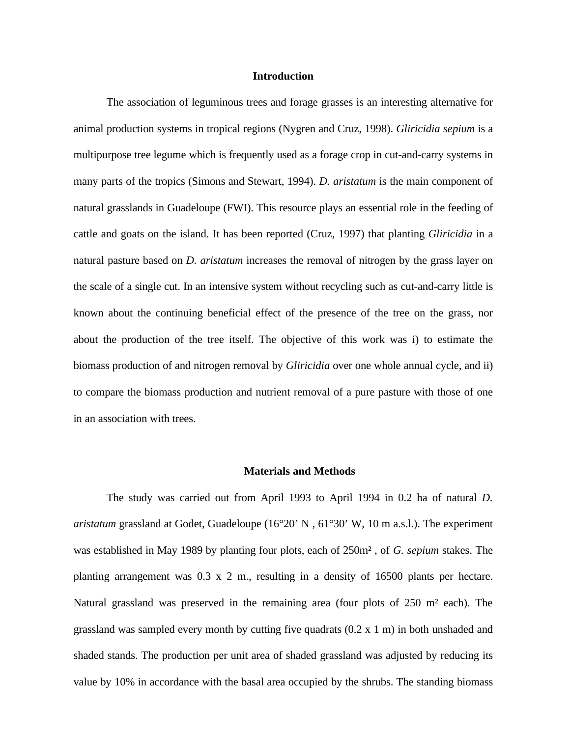## Introduction

The association of leguminous trees and forage grasses is an interesting alternative for animal production systems in tropical regions (Nygren and Cruz, 1998). *Gliricidia sepium* is a multipurpose tree legume which is frequently used as a forage crop in cut-and-carry systems in many parts of the tropics (Simons and Stewart, 1994). *D. aristatum* is the main component of natural grasslands in Guadeloupe (FWI). This resource plays an essential role in the feeding of cattle and goats on the island. It has been reported (Cruz, 1997) that planting *Gliricidia* in a natural pasture based on *D. aristatum* increases the removal of nitrogen by the grass layer on the scale of a single cut. In an intensive system without recycling such as cut-and-carry little is known about the continuing beneficial effect of the presence of the tree on the grass, nor about the production of the tree itself. The objective of this work was i) to estimate the biomass production of and nitrogen removal by *Gliricidia* over one whole annual cycle, and ii) to compare the biomass production and nutrient removal of a pure pasture with those of one in an association with trees.

## Materials and Methods

The study was carried out from April 1993 to April 1994 in 0.2 ha of natural *D. aristatum* grassland at Godet, Guadeloupe (16°20’ N , 61°30’ W, 10 m a.s.l.). The experiment was established in May 1989 by planting four plots, each of 250m² , of *G. sepium* stakes. The planting arrangement was 0.3 x 2 m., resulting in a density of 16500 plants per hectare. Natural grassland was preserved in the remaining area (four plots of 250 m² each). The grassland was sampled every month by cutting five quadrats (0.2 x 1 m) in both unshaded and shaded stands. The production per unit area of shaded grassland was adjusted by reducing its value by 10% in accordance with the basal area occupied by the shrubs. The standing biomass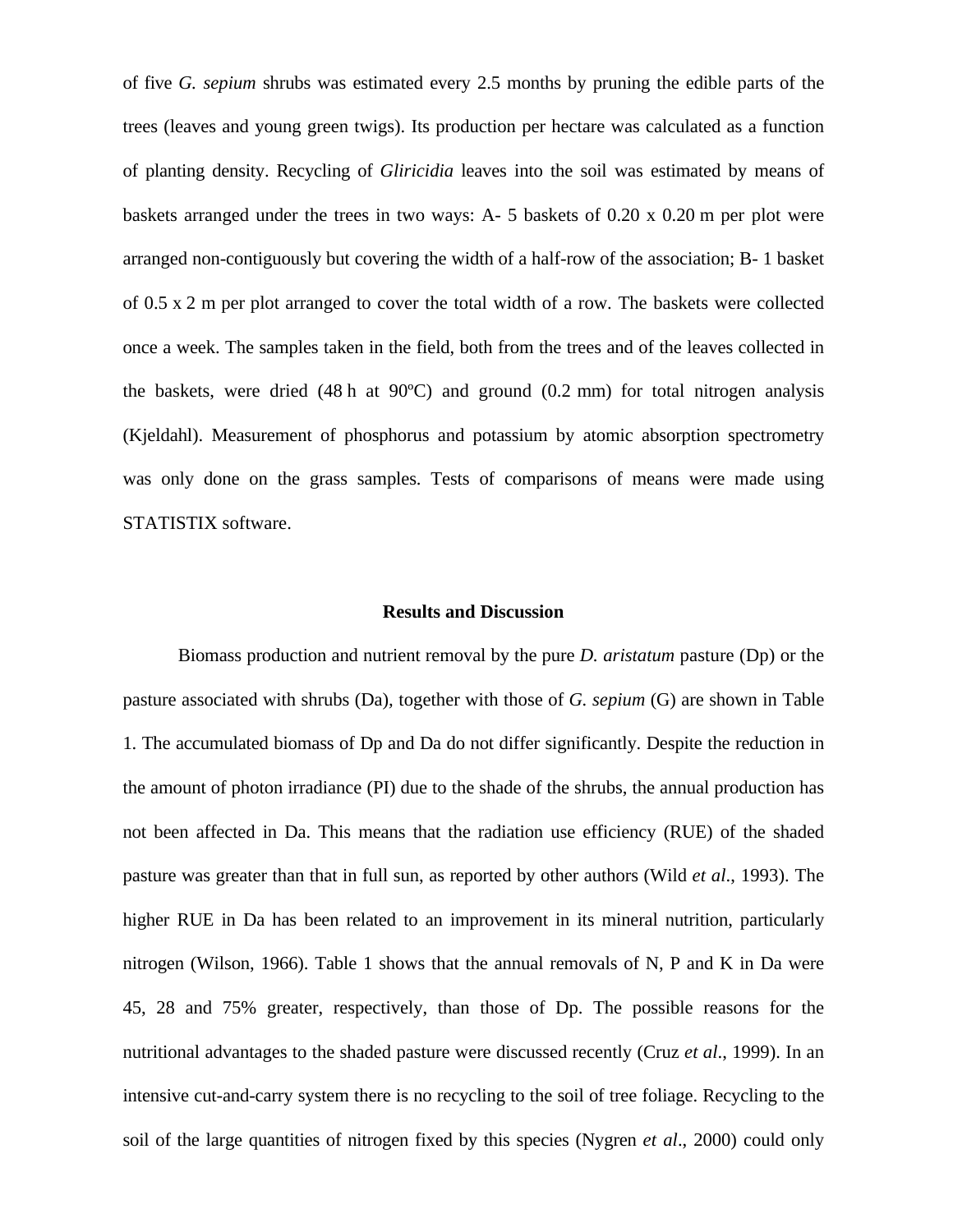of five *G. sepium* shrubs was estimated every 2.5 months by pruning the edible parts of the trees (leaves and young green twigs). Its production per hectare was calculated as a function of planting density. Recycling of *Gliricidia* leaves into the soil was estimated by means of baskets arranged under the trees in two ways: A- 5 baskets of 0.20 x 0.20 m per plot were arranged non-contiguously but covering the width of a half-row of the association; B- 1 basket of 0.5 x 2 m per plot arranged to cover the total width of a row. The baskets were collected once a week. The samples taken in the field, both from the trees and of the leaves collected in the baskets, were dried (48 h at 90ºC) and ground (0.2 mm) for total nitrogen analysis (Kjeldahl). Measurement of phosphorus and potassium by atomic absorption spectrometry was only done on the grass samples. Tests of comparisons of means were made using STATISTIX software.

## Results and Discussion

Biomass production and nutrient removal by the pure *D. aristatum* pasture (Dp) or the pasture associated with shrubs (Da), together with those of *G. sepium* (G) are shown in Table 1. The accumulated biomass of Dp and Da do not differ significantly. Despite the reduction in the amount of photon irradiance (PI) due to the shade of the shrubs, the annual production has not been affected in Da. This means that the radiation use efficiency (RUE) of the shaded pasture was greater than that in full sun, as reported by other authors (Wild *et al*., 1993). The higher RUE in Da has been related to an improvement in its mineral nutrition, particularly nitrogen (Wilson, 1966). Table 1 shows that the annual removals of N, P and K in Da were 45, 28 and 75% greater, respectively, than those of Dp. The possible reasons for the nutritional advantages to the shaded pasture were discussed recently (Cruz *et al*., 1999). In an intensive cut-and-carry system there is no recycling to the soil of tree foliage. Recycling to the soil of the large quantities of nitrogen fixed by this species (Nygren *et al*., 2000) could only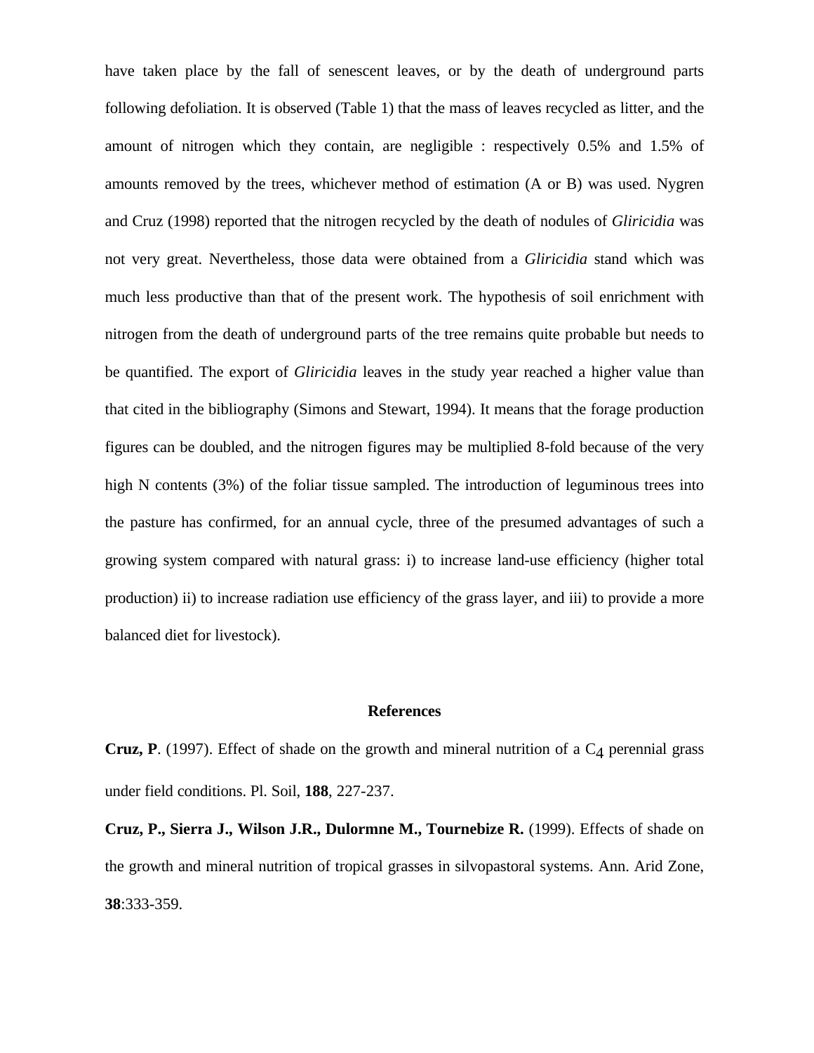have taken place by the fall of senescent leaves, or by the death of underground parts following defoliation. It is observed (Table 1) that the mass of leaves recycled as litter, and the amount of nitrogen which they contain, are negligible : respectively 0.5% and 1.5% of amounts removed by the trees, whichever method of estimation (A or B) was used. Nygren and Cruz (1998) reported that the nitrogen recycled by the death of nodules of *Gliricidia* was not very great. Nevertheless, those data were obtained from a *Gliricidia* stand which was much less productive than that of the present work. The hypothesis of soil enrichment with nitrogen from the death of underground parts of the tree remains quite probable but needs to be quantified. The export of *Gliricidia* leaves in the study year reached a higher value than that cited in the bibliography (Simons and Stewart, 1994). It means that the forage production figures can be doubled, and the nitrogen figures may be multiplied 8-fold because of the very high N contents (3%) of the foliar tissue sampled. The introduction of leguminous trees into the pasture has confirmed, for an annual cycle, three of the presumed advantages of such a growing system compared with natural grass: i) to increase land-use efficiency (higher total production) ii) to increase radiation use efficiency of the grass layer, and iii) to provide a more balanced diet for livestock).

## References

**Cruz, P**. (1997). Effect of shade on the growth and mineral nutrition of a $C_4$ perennial grass under field conditions. Pl. Soil, **188**, 227-237.

**Cruz, P., Sierra J., Wilson J.R., Dulormne M., Tournebize R.** (1999). Effects of shade on the growth and mineral nutrition of tropical grasses in silvopastoral systems. Ann. Arid Zone, **38**:333-359.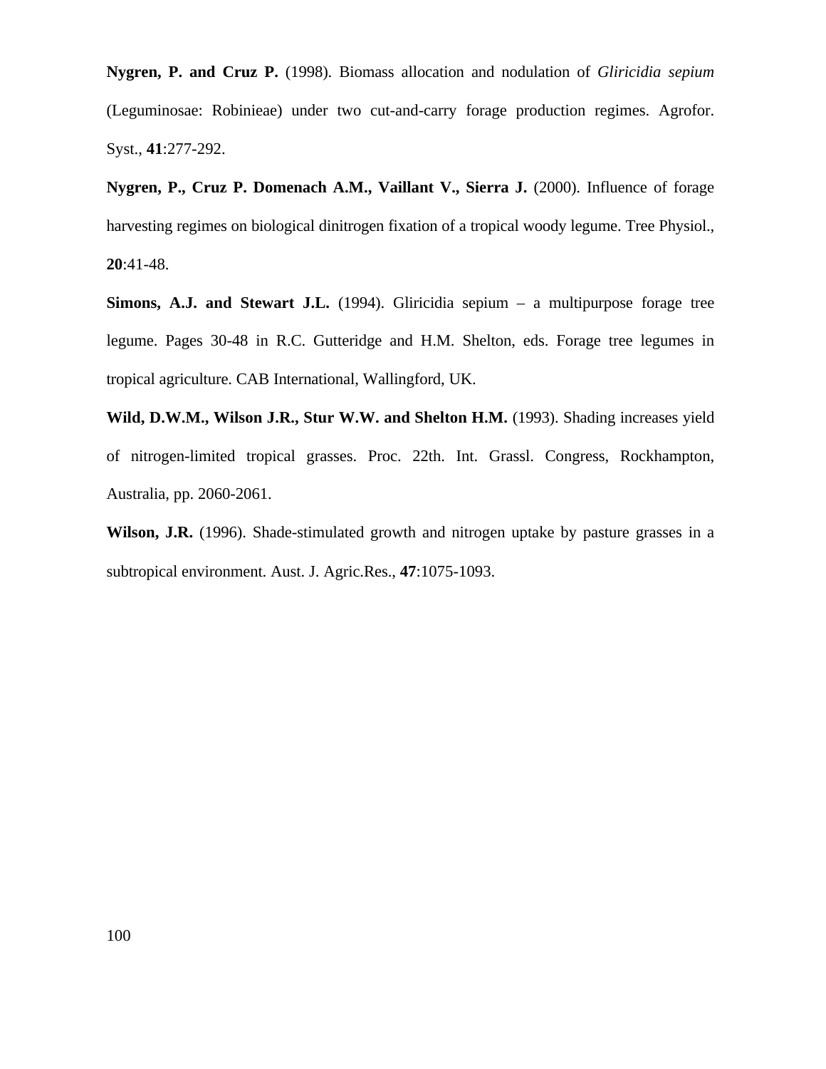**Nygren, P. and Cruz P.** (1998). Biomass allocation and nodulation of *Gliricidia sepium* (Leguminosae: Robinieae) under two cut-and-carry forage production regimes. Agrofor. Syst., **41**:277-292.

**Nygren, P., Cruz P. Domenach A.M., Vaillant V., Sierra J.** (2000). Influence of forage harvesting regimes on biological dinitrogen fixation of a tropical woody legume. Tree Physiol., **20**:41-48.

**Simons, A.J. and Stewart J.L.** (1994). Gliricidia sepium – a multipurpose forage tree legume. Pages 30-48 in R.C. Gutteridge and H.M. Shelton, eds. Forage tree legumes in tropical agriculture. CAB International, Wallingford, UK.

**Wild, D.W.M., Wilson J.R., Stur W.W. and Shelton H.M.** (1993). Shading increases yield of nitrogen-limited tropical grasses. Proc. 22th. Int. Grassl. Congress, Rockhampton, Australia, pp. 2060-2061.

**Wilson, J.R.** (1996). Shade-stimulated growth and nitrogen uptake by pasture grasses in a subtropical environment. Aust. J. Agric.Res., **47**:1075-1093.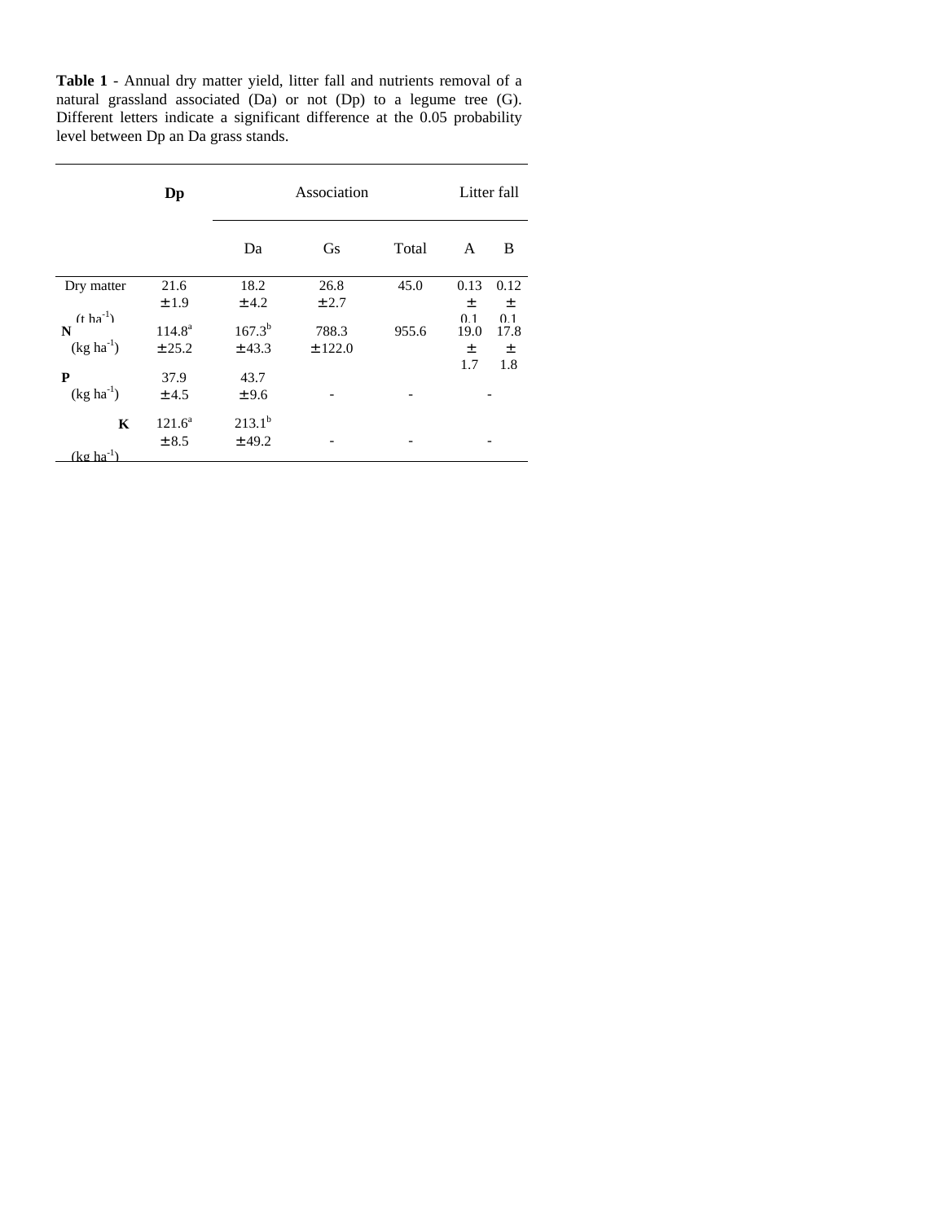**Table 1** - Annual dry matter yield, litter fall and nutrients removal of a natural grassland associated (Da) or not (Dp) to a legume tree (G). Different letters indicate a significant difference at the 0.05 probability level between Dp an Da grass stands.

| | **Dp** | Association | | | Litter fall | |
|---|---|---|---|---|---|---|
| | | Da | Gs | Total | A | B |
| Dry matter ($t\ ha^{-1}$) | 21.6 ± 1.9 | 18.2 ± 4.2 | 26.8 ± 2.7 | 45.0 | 0.13 ± 0.1 | 0.12 ± 0.1 |
| **N** ($kg\ ha^{-1}$) | 114.8[a] ± 25.2 | 167.3[b] ± 43.3 | 788.3 ± 122.0 | 955.6 | 19.0 ± 1.7 | 17.8 ± 1.8 |
| **P** ($kg\ ha^{-1}$) | 37.9 ± 4.5 | 43.7 ± 9.6 | - | - | - | |
| **K** ($kg\ ha^{-1}$) | 121.6[a] ± 8.5 | 213.1[b] ± 49.2 | - | - | - | |